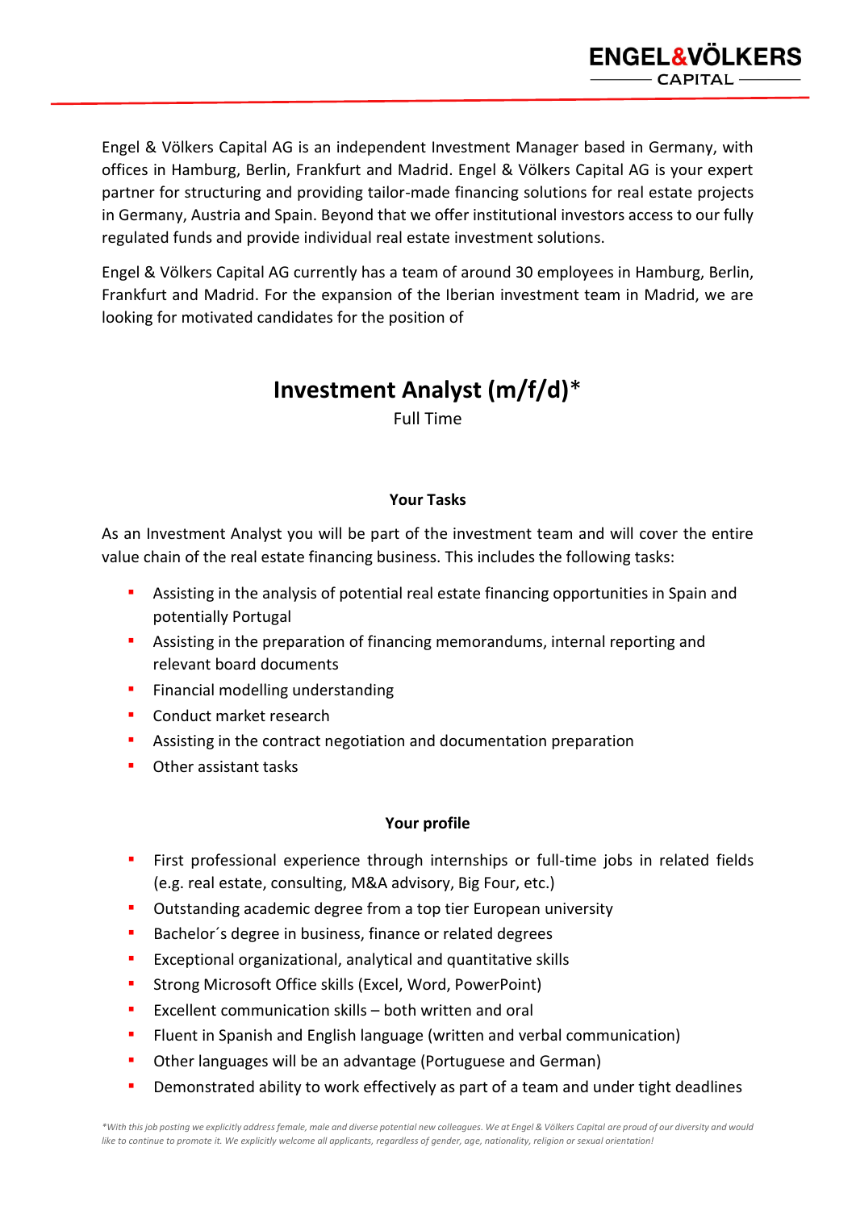Engel & Völkers Capital AG is an independent Investment Manager based in Germany, with offices in Hamburg, Berlin, Frankfurt and Madrid. Engel & Völkers Capital AG is your expert partner for structuring and providing tailor-made financing solutions for real estate projects in Germany, Austria and Spain. Beyond that we offer institutional investors access to our fully regulated funds and provide individual real estate investment solutions.

Engel & Völkers Capital AG currently has a team of around 30 employees in Hamburg, Berlin, Frankfurt and Madrid. For the expansion of the Iberian investment team in Madrid, we are looking for motivated candidates for the position of

# Investment Analyst (m/f/d)*

Full Time

## Your Tasks

As an Investment Analyst you will be part of the investment team and will cover the entire value chain of the real estate financing business. This includes the following tasks:

- Assisting in the analysis of potential real estate financing opportunities in Spain and potentially Portugal
- Assisting in the preparation of financing memorandums, internal reporting and relevant board documents
- Financial modelling understanding
- Conduct market research
- Assisting in the contract negotiation and documentation preparation
- Other assistant tasks

## Your profile

- First professional experience through internships or full-time jobs in related fields (e.g. real estate, consulting, M&A advisory, Big Four, etc.)
- Outstanding academic degree from a top tier European university
- Bachelor´s degree in business, finance or related degrees
- Exceptional organizational, analytical and quantitative skills
- Strong Microsoft Office skills (Excel, Word, PowerPoint)
- Excellent communication skills – both written and oral
- Fluent in Spanish and English language (written and verbal communication)
- Other languages will be an advantage (Portuguese and German)
- Demonstrated ability to work effectively as part of a team and under tight deadlines

*\*With this job posting we explicitly address female, male and diverse potential new colleagues. We at Engel & Völkers Capital are proud of our diversity and would like to continue to promote it. We explicitly welcome all applicants, regardless of gender, age, nationality, religion or sexual orientation!*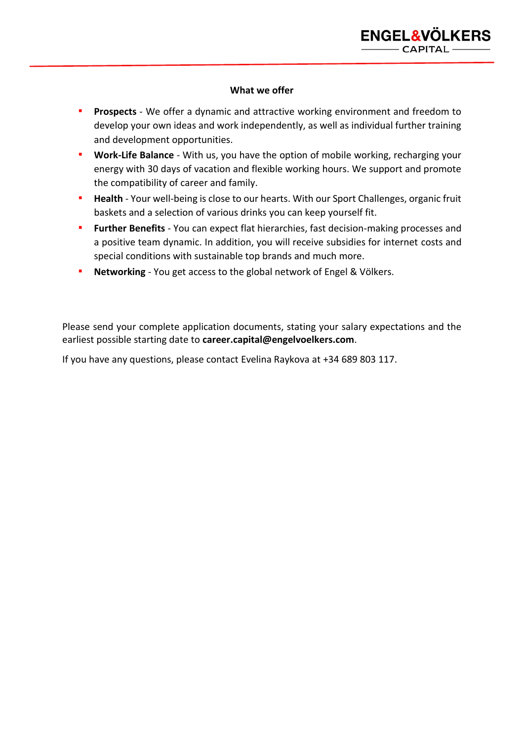## What we offer

- **Prospects** - We offer a dynamic and attractive working environment and freedom to develop your own ideas and work independently, as well as individual further training and development opportunities.
- **Work-Life Balance** - With us, you have the option of mobile working, recharging your energy with 30 days of vacation and flexible working hours. We support and promote the compatibility of career and family.
- **Health** - Your well-being is close to our hearts. With our Sport Challenges, organic fruit baskets and a selection of various drinks you can keep yourself fit.
- **Further Benefits** - You can expect flat hierarchies, fast decision-making processes and a positive team dynamic. In addition, you will receive subsidies for internet costs and special conditions with sustainable top brands and much more.
- **Networking** - You get access to the global network of Engel & Völkers.

Please send your complete application documents, stating your salary expectations and the earliest possible starting date to **career.capital@engelvoelkers.com**.

If you have any questions, please contact Evelina Raykova at +34 689 803 117.